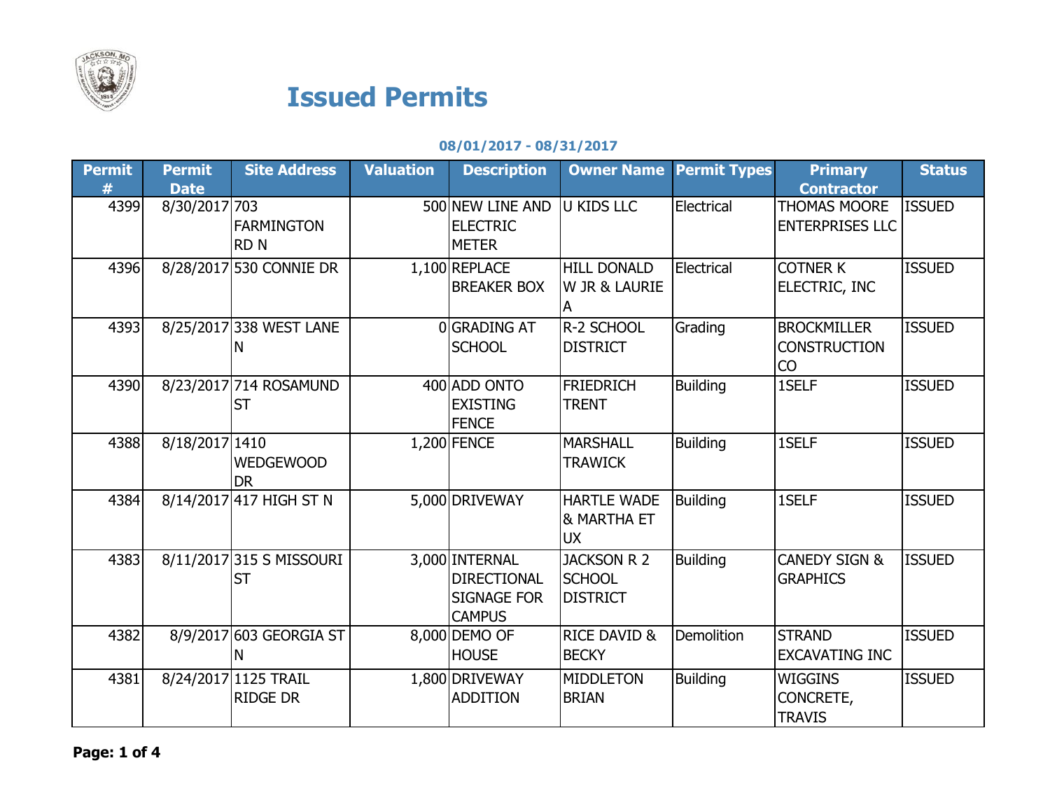# Issued Permits

**08/01/2017 - 08/31/2017**

| Permit # | Permit Date | Site Address | Valuation | Description | Owner Name | Permit Types | Primary Contractor | Status |
|---|---|---|---|---|---|---|---|---|
| 4399 | 8/30/2017 | 703 FARMINGTON RD N | 500 | NEW LINE AND ELECTRIC METER | U KIDS LLC | Electrical | THOMAS MOORE ENTERPRISES LLC | ISSUED |
| 4396 | 8/28/2017 | 530 CONNIE DR | 1,100 | REPLACE BREAKER BOX | HILL DONALD W JR & LAURIE A | Electrical | COTNER K ELECTRIC, INC | ISSUED |
| 4393 | 8/25/2017 | 338 WEST LANE N | 0 | GRADING AT SCHOOL | R-2 SCHOOL DISTRICT | Grading | BROCKMILLER CONSTRUCTION CO | ISSUED |
| 4390 | 8/23/2017 | 714 ROSAMUND ST | 400 | ADD ONTO EXISTING FENCE | FRIEDRICH TRENT | Building | 1SELF | ISSUED |
| 4388 | 8/18/2017 | 1410 WEDGEWOOD DR | 1,200 | FENCE | MARSHALL TRAWICK | Building | 1SELF | ISSUED |
| 4384 | 8/14/2017 | 417 HIGH ST N | 5,000 | DRIVEWAY | HARTLE WADE & MARTHA ET UX | Building | 1SELF | ISSUED |
| 4383 | 8/11/2017 | 315 S MISSOURI ST | 3,000 | INTERNAL DIRECTIONAL SIGNAGE FOR CAMPUS | JACKSON R 2 SCHOOL DISTRICT | Building | CANEDY SIGN & GRAPHICS | ISSUED |
| 4382 | 8/9/2017 | 603 GEORGIA ST N | 8,000 | DEMO OF HOUSE | RICE DAVID & BECKY | Demolition | STRAND EXCAVATING INC | ISSUED |
| 4381 | 8/24/2017 | 1125 TRAIL RIDGE DR | 1,800 | DRIVEWAY ADDITION | MIDDLETON BRIAN | Building | WIGGINS CONCRETE, TRAVIS | ISSUED |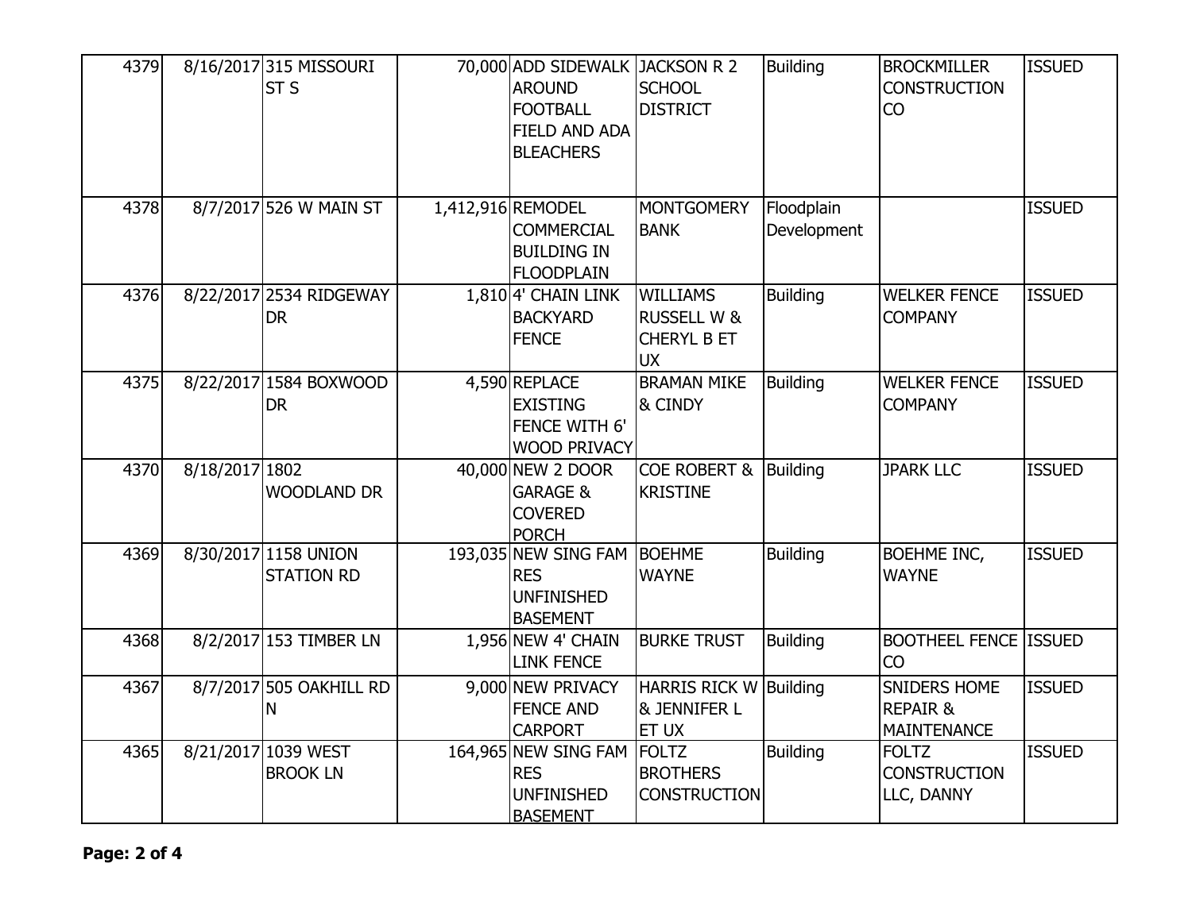| | | | | | | | | |
|---|---|---|---|---|---|---|---|---|
| 4379 | 8/16/2017 | 315 MISSOURI ST S | 70,000 | ADD SIDEWALK AROUND FOOTBALL FIELD AND ADA BLEACHERS | JACKSON R 2 SCHOOL DISTRICT | Building | BROCKMILLER CONSTRUCTION CO | ISSUED |
| 4378 | 8/7/2017 | 526 W MAIN ST | 1,412,916 | REMODEL COMMERCIAL BUILDING IN FLOODPLAIN | MONTGOMERY BANK | Floodplain Development | | ISSUED |
| 4376 | 8/22/2017 | 2534 RIDGEWAY DR | 1,810 | 4' CHAIN LINK BACKYARD FENCE | WILLIAMS RUSSELL W & CHERYL B ET UX | Building | WELKER FENCE COMPANY | ISSUED |
| 4375 | 8/22/2017 | 1584 BOXWOOD DR | 4,590 | REPLACE EXISTING FENCE WITH 6' WOOD PRIVACY | BRAMAN MIKE & CINDY | Building | WELKER FENCE COMPANY | ISSUED |
| 4370 | 8/18/2017 | 1802 WOODLAND DR | 40,000 | NEW 2 DOOR GARAGE & COVERED PORCH | COE ROBERT & KRISTINE | Building | JPARK LLC | ISSUED |
| 4369 | 8/30/2017 | 1158 UNION STATION RD | 193,035 | NEW SING FAM RES UNFINISHED BASEMENT | BOEHME WAYNE | Building | BOEHME INC, WAYNE | ISSUED |
| 4368 | 8/2/2017 | 153 TIMBER LN | 1,956 | NEW 4' CHAIN LINK FENCE | BURKE TRUST | Building | BOOTHEEL FENCE CO | ISSUED |
| 4367 | 8/7/2017 | 505 OAKHILL RD N | 9,000 | NEW PRIVACY FENCE AND CARPORT | HARRIS RICK W & JENNIFER L ET UX | Building | SNIDERS HOME REPAIR & MAINTENANCE | ISSUED |
| 4365 | 8/21/2017 | 1039 WEST BROOK LN | 164,965 | NEW SING FAM RES UNFINISHED BASEMENT | FOLTZ BROTHERS CONSTRUCTION | Building | FOLTZ CONSTRUCTION LLC, DANNY | ISSUED |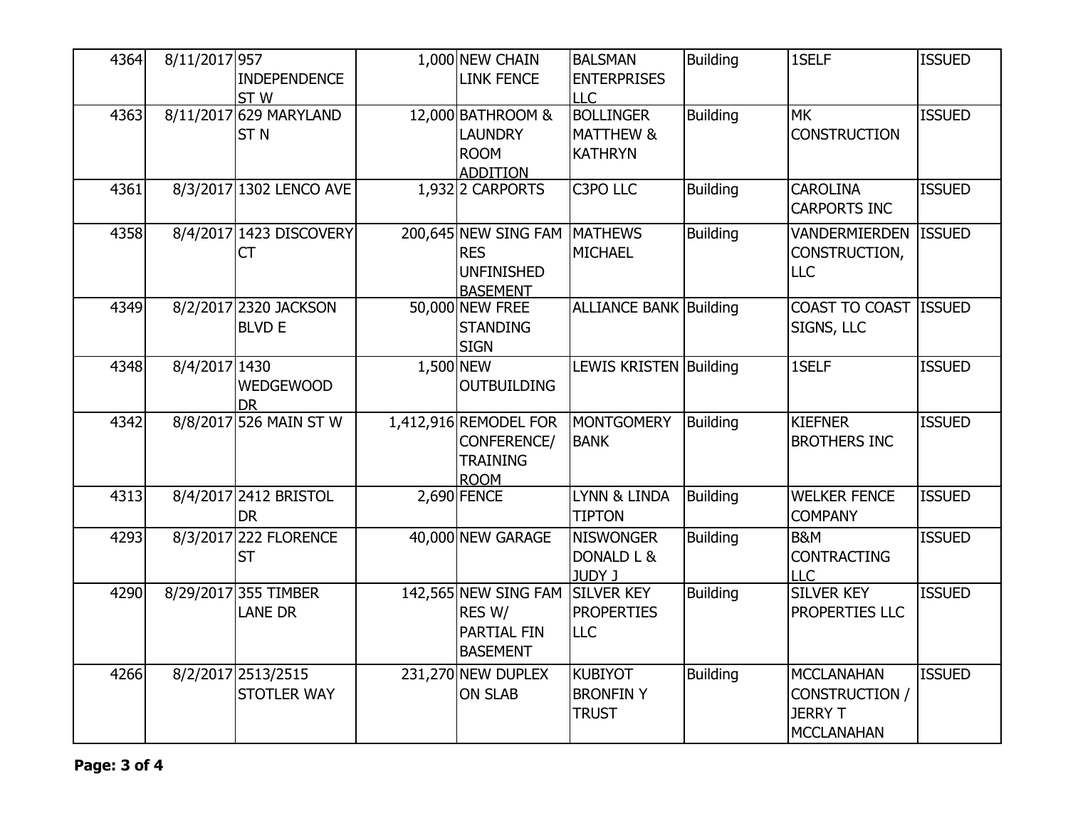| 4364 | 8/11/2017 | 957 INDEPENDENCE ST W | 1,000 | NEW CHAIN LINK FENCE | BALSMAN ENTERPRISES LLC | Building | 1SELF | ISSUED |
|---|---|---|---|---|---|---|---|---|
| 4363 | 8/11/2017 | 629 MARYLAND ST N | 12,000 | BATHROOM & LAUNDRY ROOM ADDITION | BOLLINGER MATTHEW & KATHRYN | Building | MK CONSTRUCTION | ISSUED |
| 4361 | 8/3/2017 | 1302 LENCO AVE | 1,932 | 2 CARPORTS | C3PO LLC | Building | CAROLINA CARPORTS INC | ISSUED |
| 4358 | 8/4/2017 | 1423 DISCOVERY CT | 200,645 | NEW SING FAM RES UNFINISHED BASEMENT | MATHEWS MICHAEL | Building | VANDERMIERDEN CONSTRUCTION, LLC | ISSUED |
| 4349 | 8/2/2017 | 2320 JACKSON BLVD E | 50,000 | NEW FREE STANDING SIGN | ALLIANCE BANK | Building | COAST TO COAST SIGNS, LLC | ISSUED |
| 4348 | 8/4/2017 | 1430 WEDGEWOOD DR | 1,500 | NEW OUTBUILDING | LEWIS KRISTEN | Building | 1SELF | ISSUED |
| 4342 | 8/8/2017 | 526 MAIN ST W | 1,412,916 | REMODEL FOR CONFERENCE/ TRAINING ROOM | MONTGOMERY BANK | Building | KIEFNER BROTHERS INC | ISSUED |
| 4313 | 8/4/2017 | 2412 BRISTOL DR | 2,690 | FENCE | LYNN & LINDA TIPTON | Building | WELKER FENCE COMPANY | ISSUED |
| 4293 | 8/3/2017 | 222 FLORENCE ST | 40,000 | NEW GARAGE | NISWONGER DONALD L & JUDY J | Building | B&M CONTRACTING LLC | ISSUED |
| 4290 | 8/29/2017 | 355 TIMBER LANE DR | 142,565 | NEW SING FAM RES W/ PARTIAL FIN BASEMENT | SILVER KEY PROPERTIES LLC | Building | SILVER KEY PROPERTIES LLC | ISSUED |
| 4266 | 8/2/2017 | 2513/2515 STOTLER WAY | 231,270 | NEW DUPLEX ON SLAB | KUBIYOT BRONFIN Y TRUST | Building | MCCLANAHAN CONSTRUCTION / JERRY T MCCLANAHAN | ISSUED |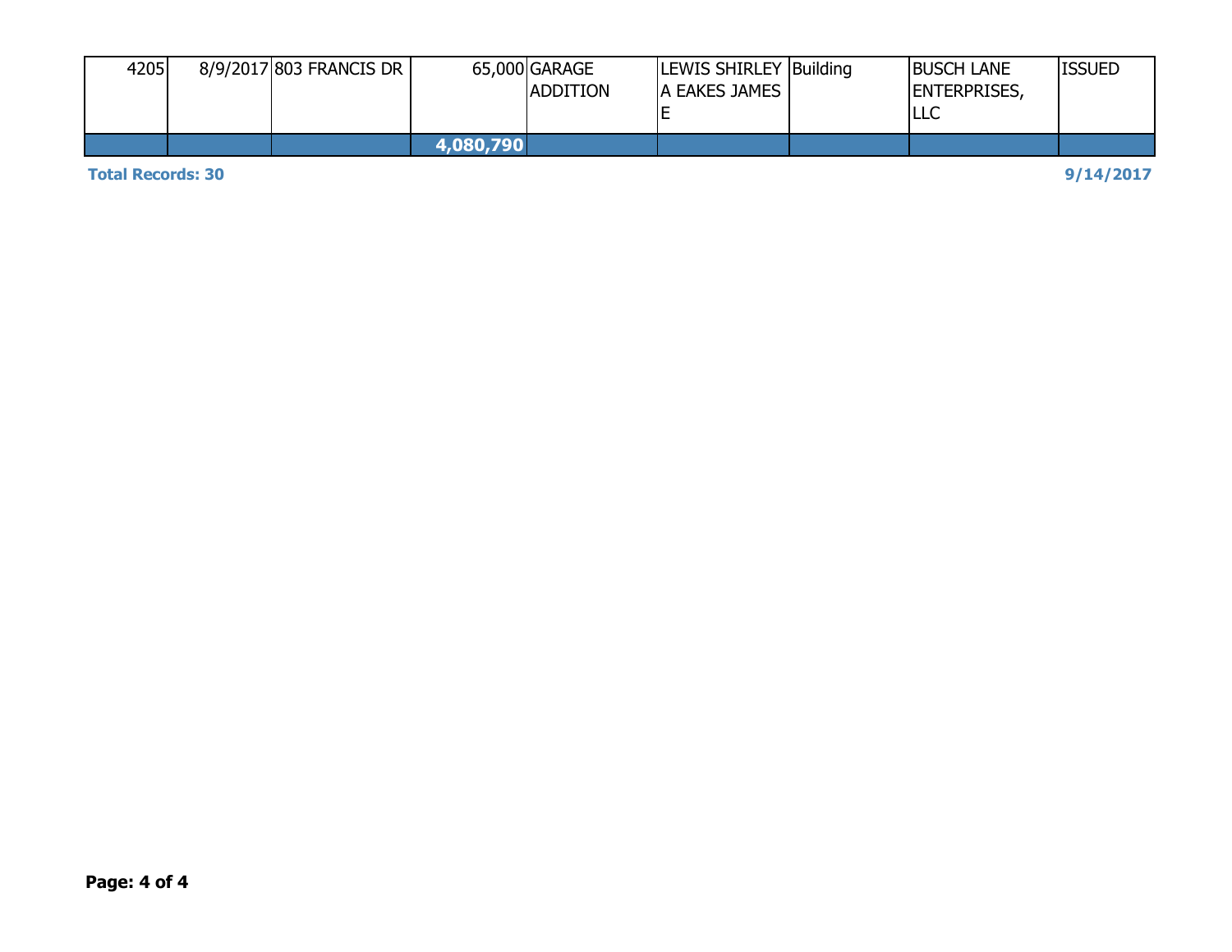| | | | | | | | | |
|---|---|---|---|---|---|---|---|---|
| 4205 | 8/9/2017 | 803 FRANCIS DR | 65,000 | GARAGE ADDITION | LEWIS SHIRLEY A EAKES JAMES E | Building | BUSCH LANE ENTERPRISES, LLC | ISSUED |
| | | | **4,080,790** | | | | | |

**Total Records: 30**

**9/14/2017**